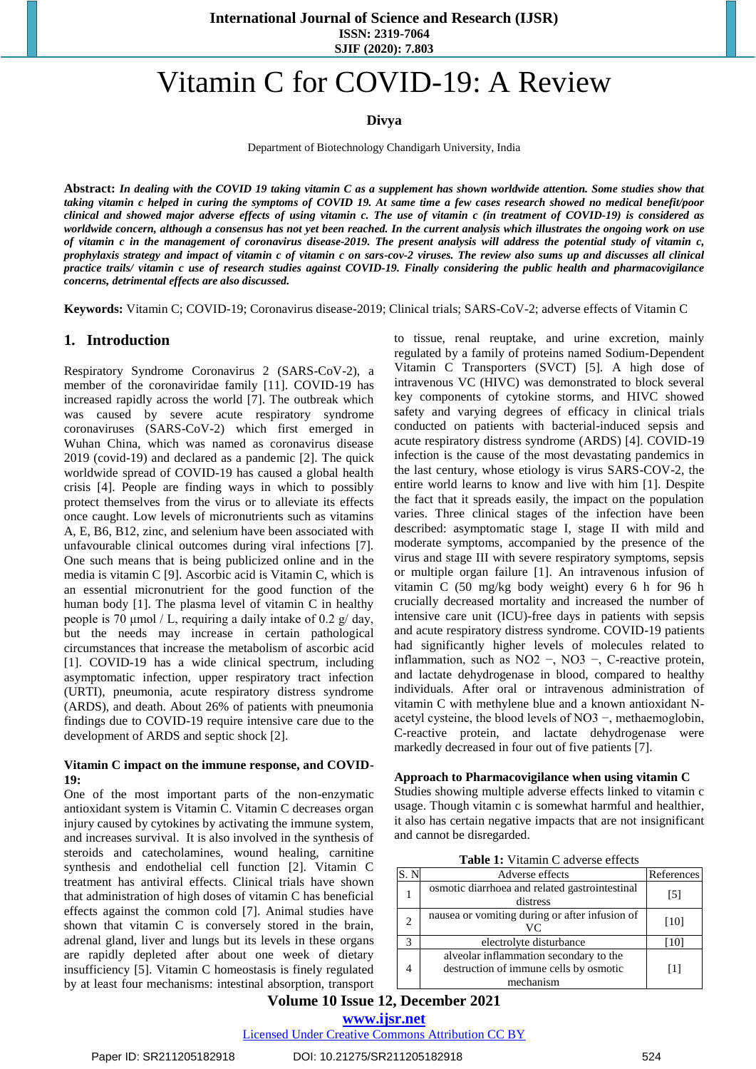# Vitamin C for COVID-19: A Review

**Divya**

Department of Biotechnology Chandigarh University, India

**Abstract:** ***In dealing with the COVID 19 taking vitamin C as a supplement has shown worldwide attention. Some studies show that taking vitamin c helped in curing the symptoms of COVID 19. At same time a few cases research showed no medical benefit/poor clinical and showed major adverse effects of using vitamin c. The use of vitamin c (in treatment of COVID-19) is considered as worldwide concern, although a consensus has not yet been reached. In the current analysis which illustrates the ongoing work on use of vitamin c in the management of coronavirus disease-2019. The present analysis will address the potential study of vitamin c, prophylaxis strategy and impact of vitamin c of vitamin c on sars-cov-2 viruses. The review also sums up and discusses all clinical practice trails/ vitamin c use of research studies against COVID-19. Finally considering the public health and pharmacovigilance concerns, detrimental effects are also discussed.***

**Keywords:** Vitamin C; COVID-19; Coronavirus disease-2019; Clinical trials; SARS-CoV-2; adverse effects of Vitamin C

## 1. Introduction

Respiratory Syndrome Coronavirus 2 (SARS-CoV-2), a member of the coronaviridae family [11]. COVID-19 has increased rapidly across the world [7]. The outbreak which was caused by severe acute respiratory syndrome coronaviruses (SARS-CoV-2) which first emerged in Wuhan China, which was named as coronavirus disease 2019 (covid-19) and declared as a pandemic [2]. The quick worldwide spread of COVID-19 has caused a global health crisis [4]. People are finding ways in which to possibly protect themselves from the virus or to alleviate its effects once caught. Low levels of micronutrients such as vitamins A, E, B6, B12, zinc, and selenium have been associated with unfavourable clinical outcomes during viral infections [7]. One such means that is being publicized online and in the media is vitamin C [9]. Ascorbic acid is Vitamin C, which is an essential micronutrient for the good function of the human body [1]. The plasma level of vitamin C in healthy people is 70 µmol / L, requiring a daily intake of 0.2 g/ day, but the needs may increase in certain pathological circumstances that increase the metabolism of ascorbic acid [1]. COVID-19 has a wide clinical spectrum, including asymptomatic infection, upper respiratory tract infection (URTI), pneumonia, acute respiratory distress syndrome (ARDS), and death. About 26% of patients with pneumonia findings due to COVID-19 require intensive care due to the development of ARDS and septic shock [2].

### Vitamin C impact on the immune response, and COVID-19:

One of the most important parts of the non-enzymatic antioxidant system is Vitamin C. Vitamin C decreases organ injury caused by cytokines by activating the immune system, and increases survival. It is also involved in the synthesis of steroids and catecholamines, wound healing, carnitine synthesis and endothelial cell function [2]. Vitamin C treatment has antiviral effects. Clinical trials have shown that administration of high doses of vitamin C has beneficial effects against the common cold [7]. Animal studies have shown that vitamin C is conversely stored in the brain, adrenal gland, liver and lungs but its levels in these organs are rapidly depleted after about one week of dietary insufficiency [5]. Vitamin C homeostasis is finely regulated by at least four mechanisms: intestinal absorption, transport to tissue, renal reuptake, and urine excretion, mainly regulated by a family of proteins named Sodium-Dependent Vitamin C Transporters (SVCT) [5]. A high dose of intravenous VC (HIVC) was demonstrated to block several key components of cytokine storms, and HIVC showed safety and varying degrees of efficacy in clinical trials conducted on patients with bacterial-induced sepsis and acute respiratory distress syndrome (ARDS) [4]. COVID-19 infection is the cause of the most devastating pandemics in the last century, whose etiology is virus SARS-COV-2, the entire world learns to know and live with him [1]. Despite the fact that it spreads easily, the impact on the population varies. Three clinical stages of the infection have been described: asymptomatic stage I, stage II with mild and moderate symptoms, accompanied by the presence of the virus and stage III with severe respiratory symptoms, sepsis or multiple organ failure [1]. An intravenous infusion of vitamin C (50 mg/kg body weight) every 6 h for 96 h crucially decreased mortality and increased the number of intensive care unit (ICU)-free days in patients with sepsis and acute respiratory distress syndrome. COVID-19 patients had significantly higher levels of molecules related to inflammation, such as $NO2^-$, $NO3^-$, C-reactive protein, and lactate dehydrogenase in blood, compared to healthy individuals. After oral or intravenous administration of vitamin C with methylene blue and a known antioxidant N-acetyl cysteine, the blood levels of $NO3^-$, methaemoglobin, C-reactive protein, and lactate dehydrogenase were markedly decreased in four out of five patients [7].

### Approach to Pharmacovigilance when using vitamin C

Studies showing multiple adverse effects linked to vitamin c usage. Though vitamin c is somewhat harmful and healthier, it also has certain negative impacts that are not insignificant and cannot be disregarded.

**Table 1:** Vitamin C adverse effects

| S. N | Adverse effects | References |
|---|---|---|
| 1 | osmotic diarrhoea and related gastrointestinal distress | [5] |
| 2 | nausea or vomiting during or after infusion of VC | [10] |
| 3 | electrolyte disturbance | [10] |
| 4 | alveolar inflammation secondary to the destruction of immune cells by osmotic mechanism | [1] |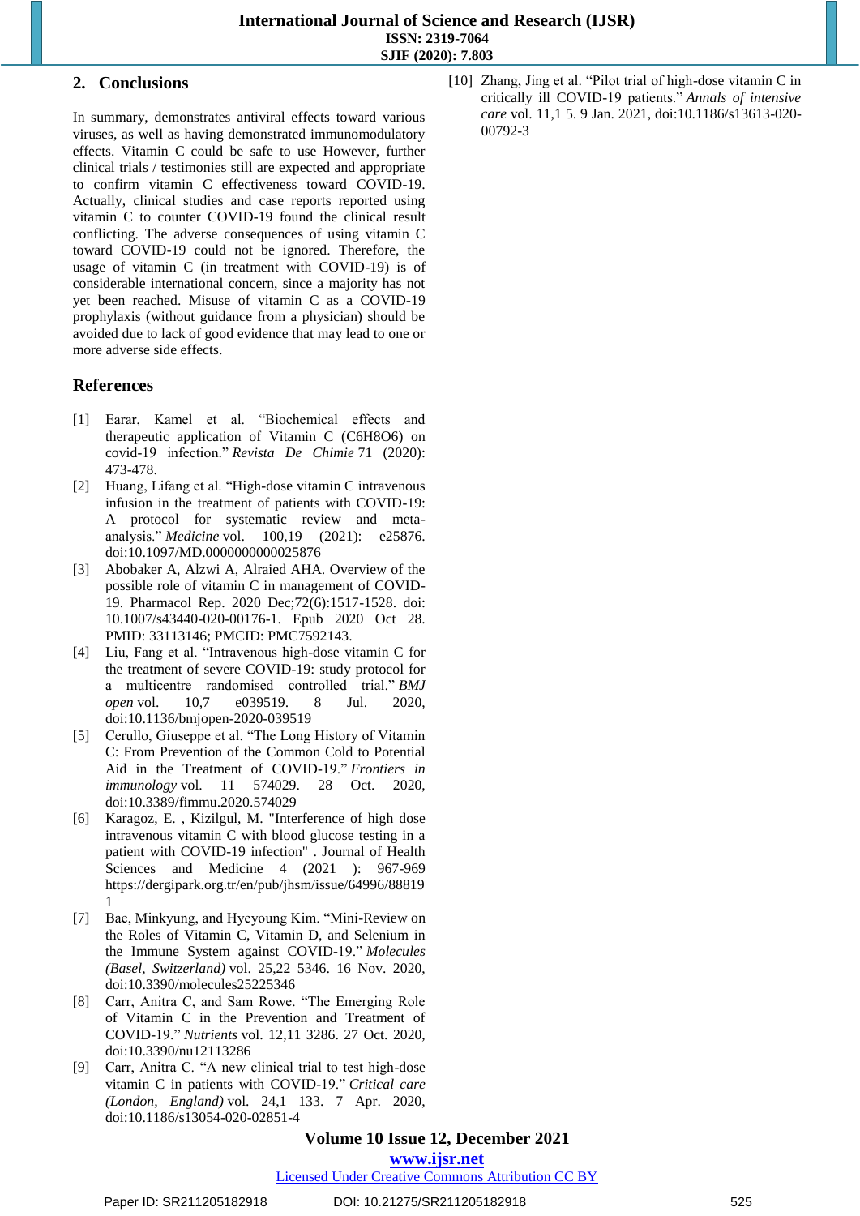## 2. Conclusions

In summary, demonstrates antiviral effects toward various viruses, as well as having demonstrated immunomodulatory effects. Vitamin C could be safe to use However, further clinical trials / testimonies still are expected and appropriate to confirm vitamin C effectiveness toward COVID-19. Actually, clinical studies and case reports reported using vitamin C to counter COVID-19 found the clinical result conflicting. The adverse consequences of using vitamin C toward COVID-19 could not be ignored. Therefore, the usage of vitamin C (in treatment with COVID-19) is of considerable international concern, since a majority has not yet been reached. Misuse of vitamin C as a COVID-19 prophylaxis (without guidance from a physician) should be avoided due to lack of good evidence that may lead to one or more adverse side effects.

## References

[1] Earar, Kamel et al. "Biochemical effects and therapeutic application of Vitamin C (C6H8O6) on covid-19 infection." *Revista De Chimie* 71 (2020): 473-478.

[2] Huang, Lifang et al. "High-dose vitamin C intravenous infusion in the treatment of patients with COVID-19: A protocol for systematic review and meta-analysis." *Medicine* vol. 100,19 (2021): e25876. doi:10.1097/MD.0000000000025876

[3] Abobaker A, Alzwi A, Alraied AHA. Overview of the possible role of vitamin C in management of COVID-19. Pharmacol Rep. 2020 Dec;72(6):1517-1528. doi: 10.1007/s43440-020-00176-1. Epub 2020 Oct 28. PMID: 33113146; PMCID: PMC7592143.

[4] Liu, Fang et al. "Intravenous high-dose vitamin C for the treatment of severe COVID-19: study protocol for a multicentre randomised controlled trial." *BMJ open* vol. 10,7 e039519. 8 Jul. 2020, doi:10.1136/bmjopen-2020-039519

[5] Cerullo, Giuseppe et al. "The Long History of Vitamin C: From Prevention of the Common Cold to Potential Aid in the Treatment of COVID-19." *Frontiers in immunology* vol. 11 574029. 28 Oct. 2020, doi:10.3389/fimmu.2020.574029

[6] Karagoz, E. , Kizilgul, M. "Interference of high dose intravenous vitamin C with blood glucose testing in a patient with COVID-19 infection" . Journal of Health Sciences and Medicine 4 (2021 ): 967-969 https://dergipark.org.tr/en/pub/jhsm/issue/64996/888191

[7] Bae, Minkyung, and Hyeyoung Kim. "Mini-Review on the Roles of Vitamin C, Vitamin D, and Selenium in the Immune System against COVID-19." *Molecules (Basel, Switzerland)* vol. 25,22 5346. 16 Nov. 2020, doi:10.3390/molecules25225346

[8] Carr, Anitra C, and Sam Rowe. "The Emerging Role of Vitamin C in the Prevention and Treatment of COVID-19." *Nutrients* vol. 12,11 3286. 27 Oct. 2020, doi:10.3390/nu12113286

[9] Carr, Anitra C. "A new clinical trial to test high-dose vitamin C in patients with COVID-19." *Critical care (London, England)* vol. 24,1 133. 7 Apr. 2020, doi:10.1186/s13054-020-02851-4

[10] Zhang, Jing et al. "Pilot trial of high-dose vitamin C in critically ill COVID-19 patients." *Annals of intensive care* vol. 11,1 5. 9 Jan. 2021, doi:10.1186/s13613-020-00792-3